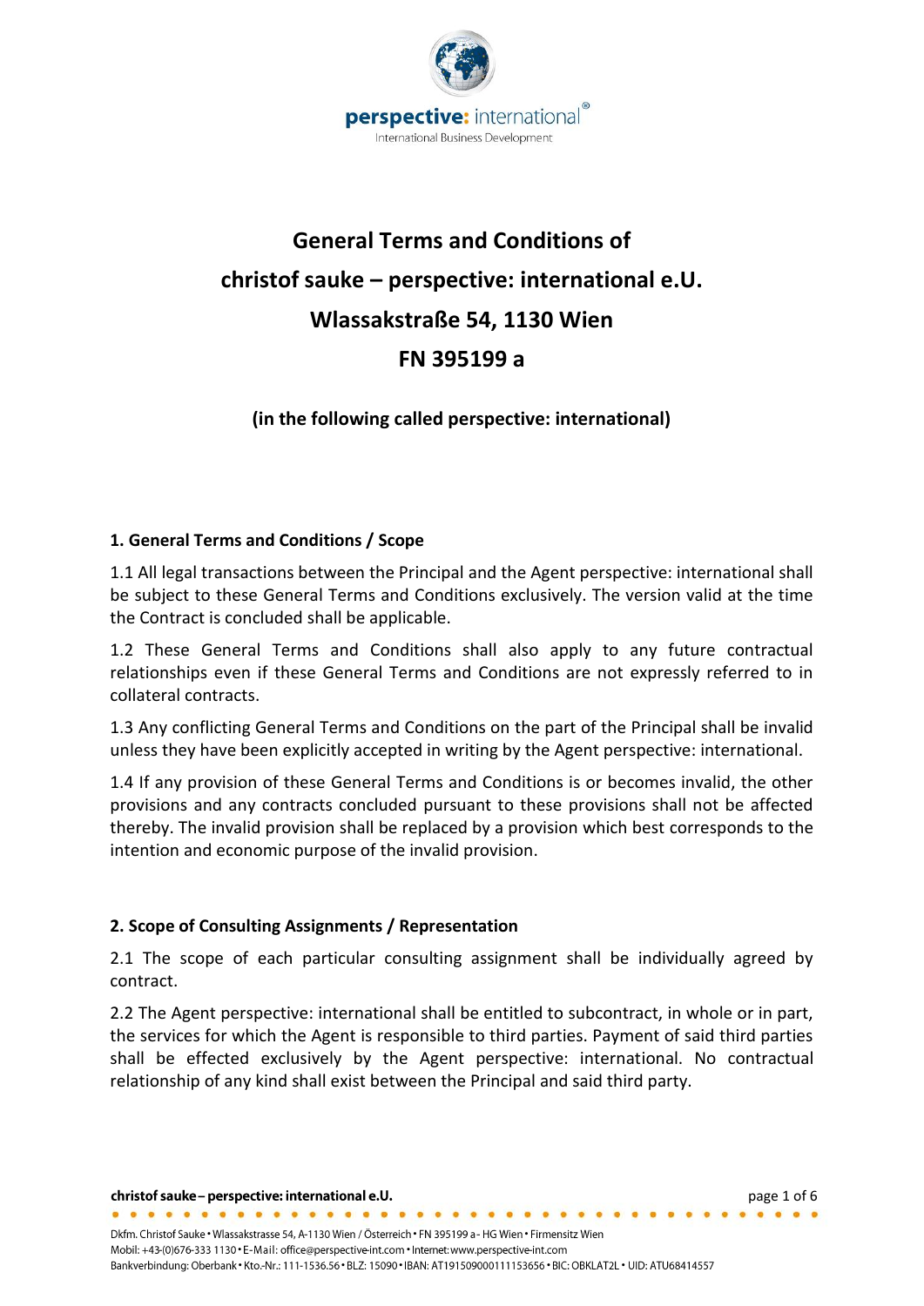perspective: international®
International Business Development

# General Terms and Conditions of christof sauke – perspective: international e.U. Wlassakstraße 54, 1130 Wien FN 395199 a

**(in the following called perspective: international)**

## 1. General Terms and Conditions / Scope

1.1 All legal transactions between the Principal and the Agent perspective: international shall be subject to these General Terms and Conditions exclusively. The version valid at the time the Contract is concluded shall be applicable.

1.2 These General Terms and Conditions shall also apply to any future contractual relationships even if these General Terms and Conditions are not expressly referred to in collateral contracts.

1.3 Any conflicting General Terms and Conditions on the part of the Principal shall be invalid unless they have been explicitly accepted in writing by the Agent perspective: international.

1.4 If any provision of these General Terms and Conditions is or becomes invalid, the other provisions and any contracts concluded pursuant to these provisions shall not be affected thereby. The invalid provision shall be replaced by a provision which best corresponds to the intention and economic purpose of the invalid provision.

## 2. Scope of Consulting Assignments / Representation

2.1 The scope of each particular consulting assignment shall be individually agreed by contract.

2.2 The Agent perspective: international shall be entitled to subcontract, in whole or in part, the services for which the Agent is responsible to third parties. Payment of said third parties shall be effected exclusively by the Agent perspective: international. No contractual relationship of any kind shall exist between the Principal and said third party.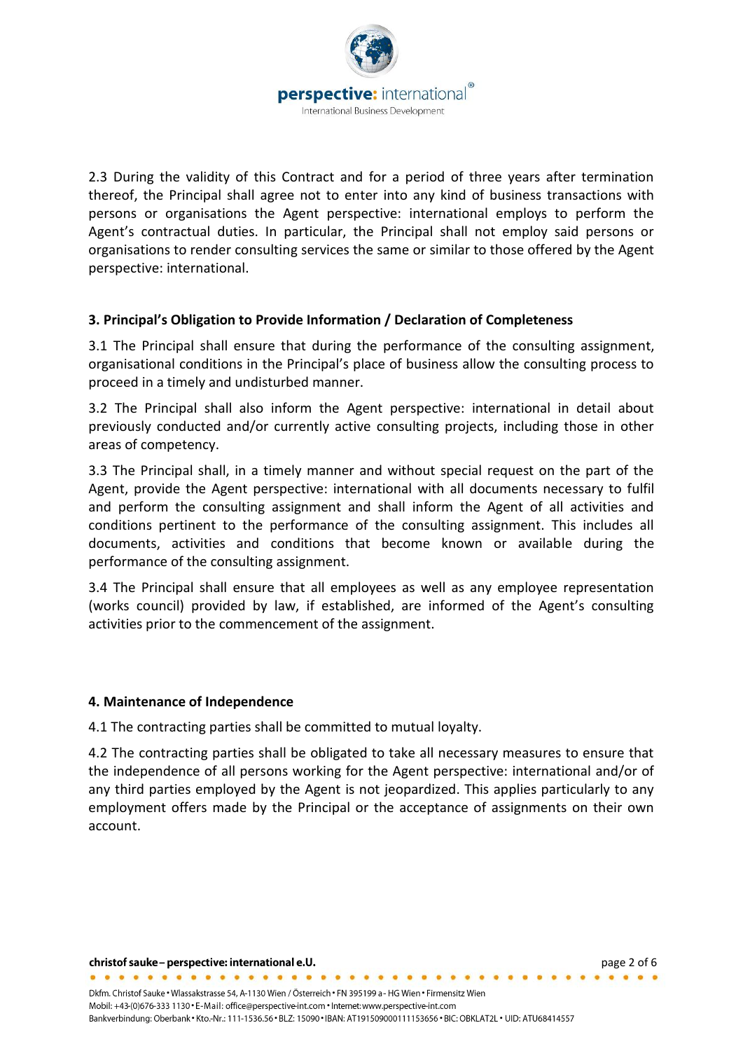2.3 During the validity of this Contract and for a period of three years after termination thereof, the Principal shall agree not to enter into any kind of business transactions with persons or organisations the Agent perspective: international employs to perform the Agent's contractual duties. In particular, the Principal shall not employ said persons or organisations to render consulting services the same or similar to those offered by the Agent perspective: international.

**3. Principal's Obligation to Provide Information / Declaration of Completeness**

3.1 The Principal shall ensure that during the performance of the consulting assignment, organisational conditions in the Principal's place of business allow the consulting process to proceed in a timely and undisturbed manner.

3.2 The Principal shall also inform the Agent perspective: international in detail about previously conducted and/or currently active consulting projects, including those in other areas of competency.

3.3 The Principal shall, in a timely manner and without special request on the part of the Agent, provide the Agent perspective: international with all documents necessary to fulfil and perform the consulting assignment and shall inform the Agent of all activities and conditions pertinent to the performance of the consulting assignment. This includes all documents, activities and conditions that become known or available during the performance of the consulting assignment.

3.4 The Principal shall ensure that all employees as well as any employee representation (works council) provided by law, if established, are informed of the Agent's consulting activities prior to the commencement of the assignment.

**4. Maintenance of Independence**

4.1 The contracting parties shall be committed to mutual loyalty.

4.2 The contracting parties shall be obligated to take all necessary measures to ensure that the independence of all persons working for the Agent perspective: international and/or of any third parties employed by the Agent is not jeopardized. This applies particularly to any employment offers made by the Principal or the acceptance of assignments on their own account.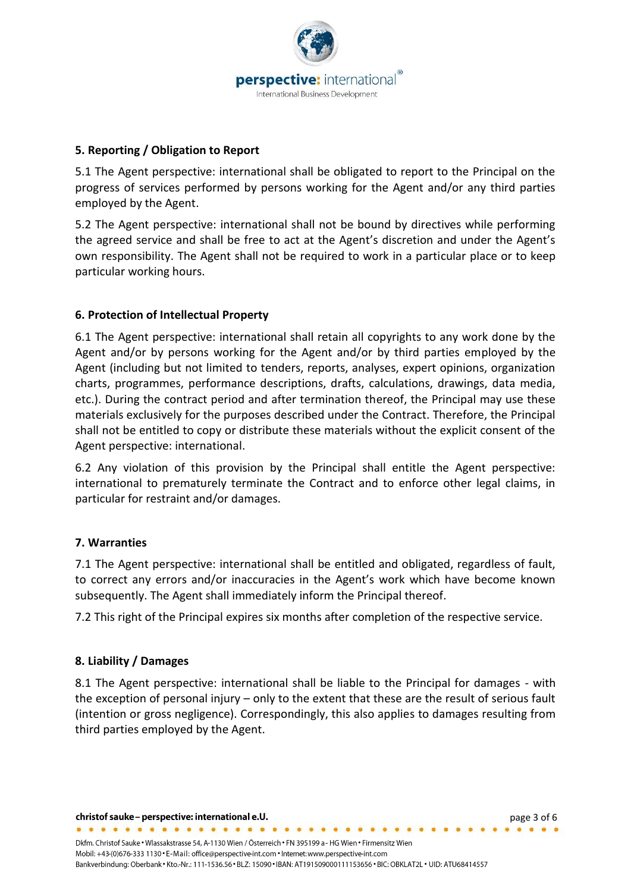## 5. Reporting / Obligation to Report

5.1 The Agent perspective: international shall be obligated to report to the Principal on the progress of services performed by persons working for the Agent and/or any third parties employed by the Agent.

5.2 The Agent perspective: international shall not be bound by directives while performing the agreed service and shall be free to act at the Agent's discretion and under the Agent's own responsibility. The Agent shall not be required to work in a particular place or to keep particular working hours.

## 6. Protection of Intellectual Property

6.1 The Agent perspective: international shall retain all copyrights to any work done by the Agent and/or by persons working for the Agent and/or by third parties employed by the Agent (including but not limited to tenders, reports, analyses, expert opinions, organization charts, programmes, performance descriptions, drafts, calculations, drawings, data media, etc.). During the contract period and after termination thereof, the Principal may use these materials exclusively for the purposes described under the Contract. Therefore, the Principal shall not be entitled to copy or distribute these materials without the explicit consent of the Agent perspective: international.

6.2 Any violation of this provision by the Principal shall entitle the Agent perspective: international to prematurely terminate the Contract and to enforce other legal claims, in particular for restraint and/or damages.

## 7. Warranties

7.1 The Agent perspective: international shall be entitled and obligated, regardless of fault, to correct any errors and/or inaccuracies in the Agent's work which have become known subsequently. The Agent shall immediately inform the Principal thereof.

7.2 This right of the Principal expires six months after completion of the respective service.

## 8. Liability / Damages

8.1 The Agent perspective: international shall be liable to the Principal for damages - with the exception of personal injury – only to the extent that these are the result of serious fault (intention or gross negligence). Correspondingly, this also applies to damages resulting from third parties employed by the Agent.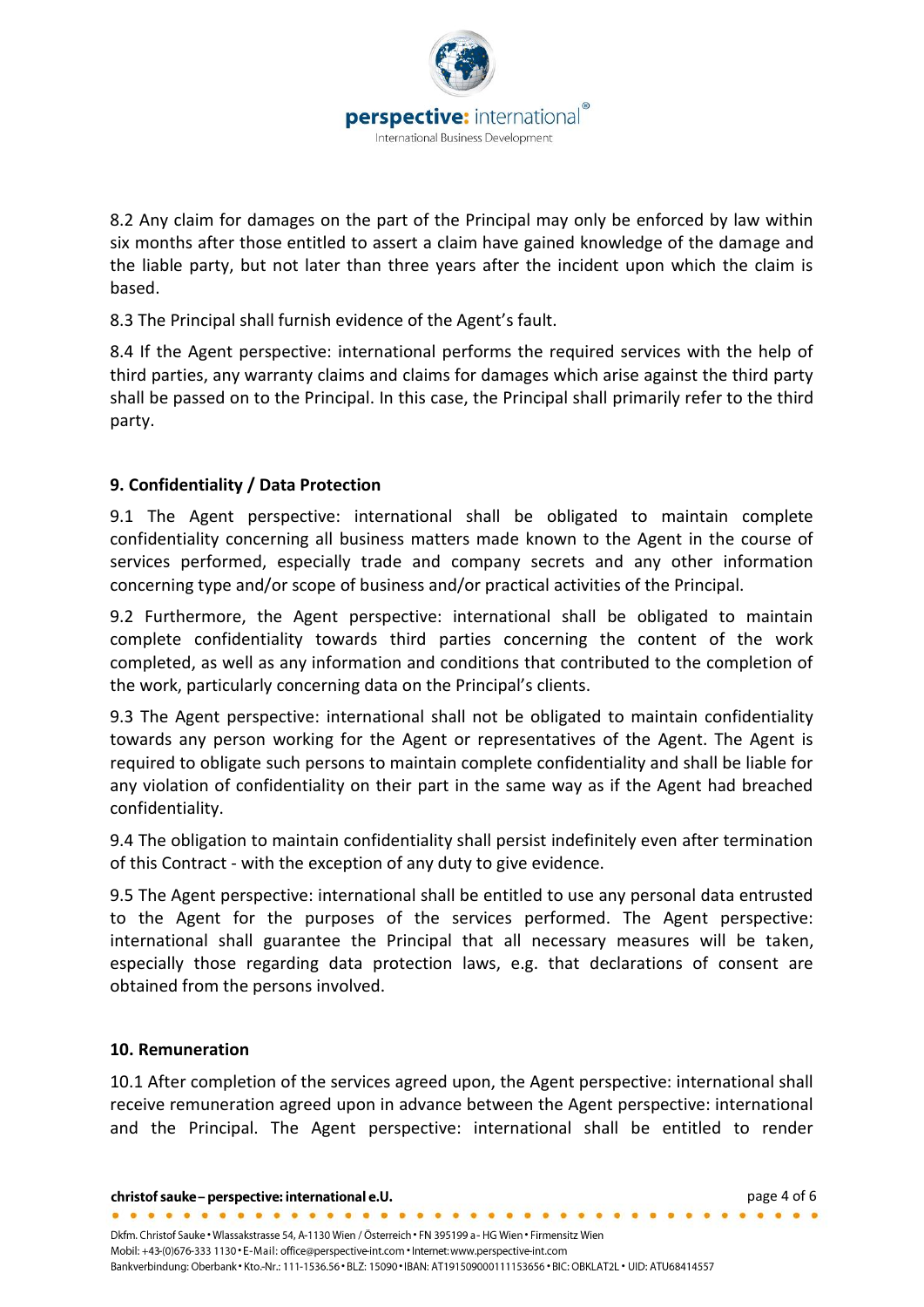8.2 Any claim for damages on the part of the Principal may only be enforced by law within six months after those entitled to assert a claim have gained knowledge of the damage and the liable party, but not later than three years after the incident upon which the claim is based.

8.3 The Principal shall furnish evidence of the Agent's fault.

8.4 If the Agent perspective: international performs the required services with the help of third parties, any warranty claims and claims for damages which arise against the third party shall be passed on to the Principal. In this case, the Principal shall primarily refer to the third party.

## 9. Confidentiality / Data Protection

9.1 The Agent perspective: international shall be obligated to maintain complete confidentiality concerning all business matters made known to the Agent in the course of services performed, especially trade and company secrets and any other information concerning type and/or scope of business and/or practical activities of the Principal.

9.2 Furthermore, the Agent perspective: international shall be obligated to maintain complete confidentiality towards third parties concerning the content of the work completed, as well as any information and conditions that contributed to the completion of the work, particularly concerning data on the Principal's clients.

9.3 The Agent perspective: international shall not be obligated to maintain confidentiality towards any person working for the Agent or representatives of the Agent. The Agent is required to obligate such persons to maintain complete confidentiality and shall be liable for any violation of confidentiality on their part in the same way as if the Agent had breached confidentiality.

9.4 The obligation to maintain confidentiality shall persist indefinitely even after termination of this Contract - with the exception of any duty to give evidence.

9.5 The Agent perspective: international shall be entitled to use any personal data entrusted to the Agent for the purposes of the services performed. The Agent perspective: international shall guarantee the Principal that all necessary measures will be taken, especially those regarding data protection laws, e.g. that declarations of consent are obtained from the persons involved.

## 10. Remuneration

10.1 After completion of the services agreed upon, the Agent perspective: international shall receive remuneration agreed upon in advance between the Agent perspective: international and the Principal. The Agent perspective: international shall be entitled to render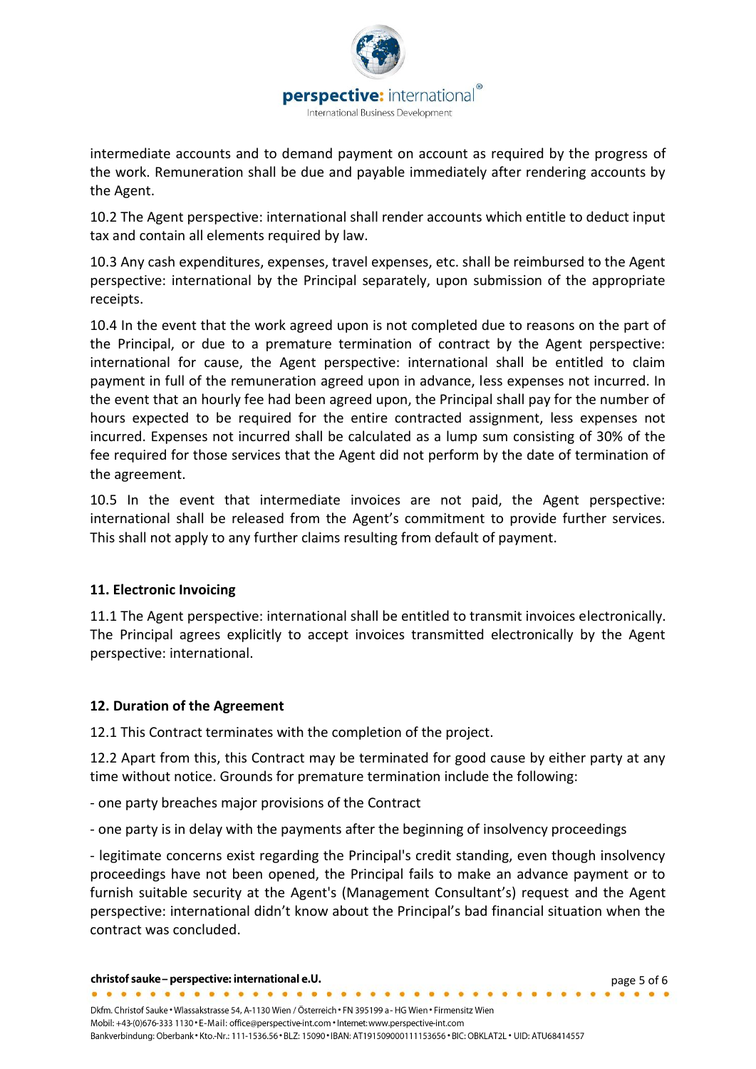intermediate accounts and to demand payment on account as required by the progress of the work. Remuneration shall be due and payable immediately after rendering accounts by the Agent.

10.2 The Agent perspective: international shall render accounts which entitle to deduct input tax and contain all elements required by law.

10.3 Any cash expenditures, expenses, travel expenses, etc. shall be reimbursed to the Agent perspective: international by the Principal separately, upon submission of the appropriate receipts.

10.4 In the event that the work agreed upon is not completed due to reasons on the part of the Principal, or due to a premature termination of contract by the Agent perspective: international for cause, the Agent perspective: international shall be entitled to claim payment in full of the remuneration agreed upon in advance, less expenses not incurred. In the event that an hourly fee had been agreed upon, the Principal shall pay for the number of hours expected to be required for the entire contracted assignment, less expenses not incurred. Expenses not incurred shall be calculated as a lump sum consisting of 30% of the fee required for those services that the Agent did not perform by the date of termination of the agreement.

10.5 In the event that intermediate invoices are not paid, the Agent perspective: international shall be released from the Agent's commitment to provide further services. This shall not apply to any further claims resulting from default of payment.

**11. Electronic Invoicing**

11.1 The Agent perspective: international shall be entitled to transmit invoices electronically. The Principal agrees explicitly to accept invoices transmitted electronically by the Agent perspective: international.

**12. Duration of the Agreement**

12.1 This Contract terminates with the completion of the project.

12.2 Apart from this, this Contract may be terminated for good cause by either party at any time without notice. Grounds for premature termination include the following:

- one party breaches major provisions of the Contract

- one party is in delay with the payments after the beginning of insolvency proceedings

- legitimate concerns exist regarding the Principal's credit standing, even though insolvency proceedings have not been opened, the Principal fails to make an advance payment or to furnish suitable security at the Agent's (Management Consultant's) request and the Agent perspective: international didn't know about the Principal's bad financial situation when the contract was concluded.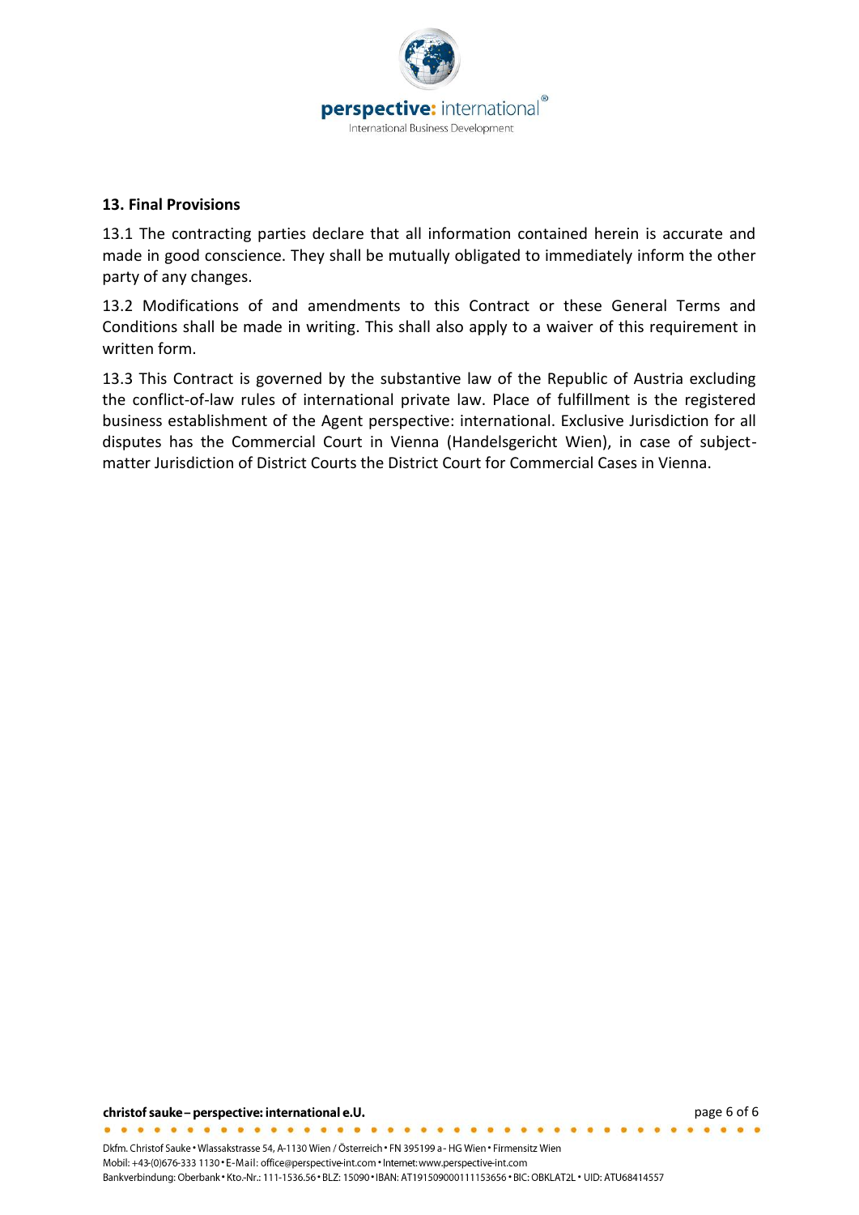## 13. Final Provisions

13.1 The contracting parties declare that all information contained herein is accurate and made in good conscience. They shall be mutually obligated to immediately inform the other party of any changes.

13.2 Modifications of and amendments to this Contract or these General Terms and Conditions shall be made in writing. This shall also apply to a waiver of this requirement in written form.

13.3 This Contract is governed by the substantive law of the Republic of Austria excluding the conflict-of-law rules of international private law. Place of fulfillment is the registered business establishment of the Agent perspective: international. Exclusive Jurisdiction for all disputes has the Commercial Court in Vienna (Handelsgericht Wien), in case of subject-matter Jurisdiction of District Courts the District Court for Commercial Cases in Vienna.